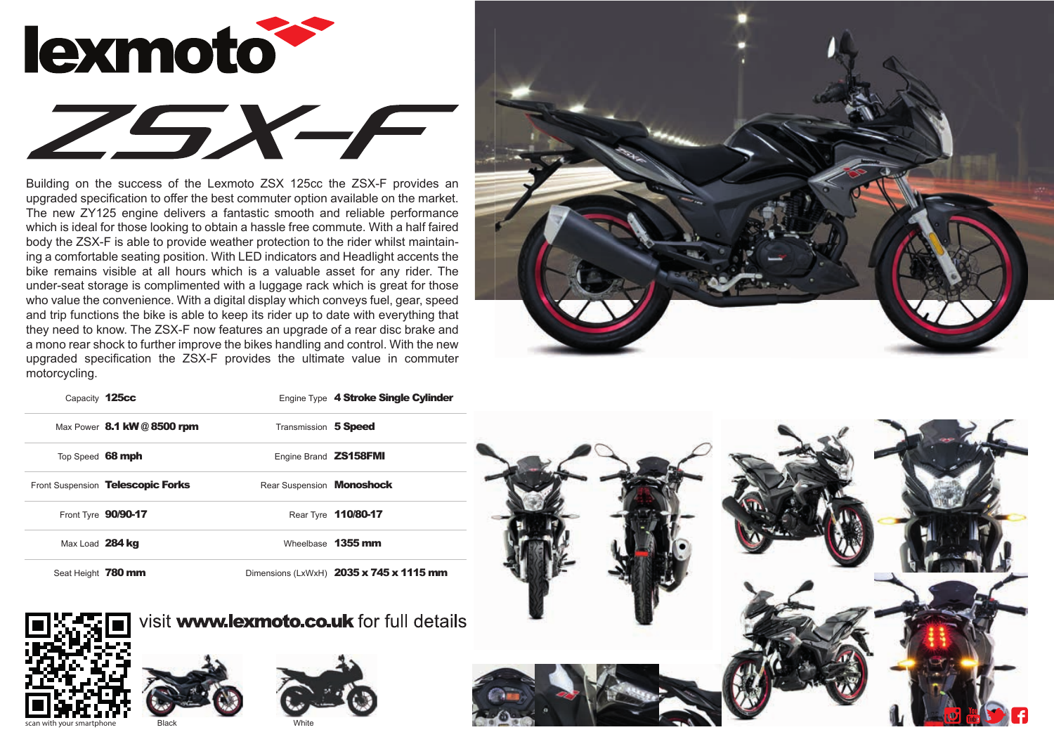# lexmoto

## ZSX-F

Building on the success of the Lexmoto ZSX 125cc the ZSX-F provides an upgraded specification to offer the best commuter option available on the market. The new ZY125 engine delivers a fantastic smooth and reliable performance which is ideal for those looking to obtain a hassle free commute. With a half faired body the ZSX-F is able to provide weather protection to the rider whilst maintaining a comfortable seating position. With LED indicators and Headlight accents the bike remains visible at all hours which is a valuable asset for any rider. The under-seat storage is complimented with a luggage rack which is great for those who value the convenience. With a digital display which conveys fuel, gear, speed and trip functions the bike is able to keep its rider up to date with everything that they need to know. The ZSX-F now features an upgrade of a rear disc brake and a mono rear shock to further improve the bikes handling and control. With the new upgraded specification the ZSX-F provides the ultimate value in commuter motorcycling.

| | | | |
|---|---|---|---|
| Capacity | **125cc** | Engine Type | **4 Stroke Single Cylinder** |
| Max Power | **8.1 kW @ 8500 rpm** | Transmission | **5 Speed** |
| Top Speed | **68 mph** | Engine Brand | **ZS158FMI** |
| Front Suspension | **Telescopic Forks** | Rear Suspension | **Monoshock** |
| Front Tyre | **90/90-17** | Rear Tyre | **110/80-17** |
| Max Load | **284 kg** | Wheelbase | **1355 mm** |
| Seat Height | **780 mm** | Dimensions (LxWxH) | **2035 x 745 x 1115 mm** |

visit **www.lexmoto.co.uk** for full details

scan with your smartphone

Black

White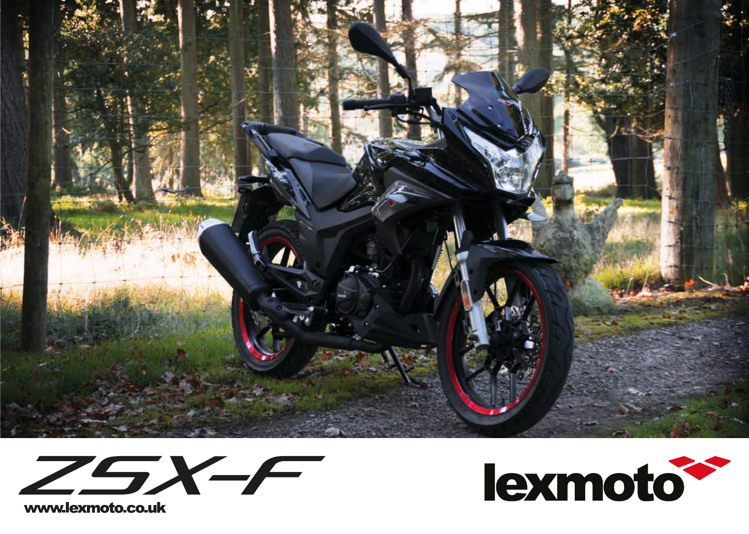ZSX-F

www.lexmoto.co.uk

lexmoto